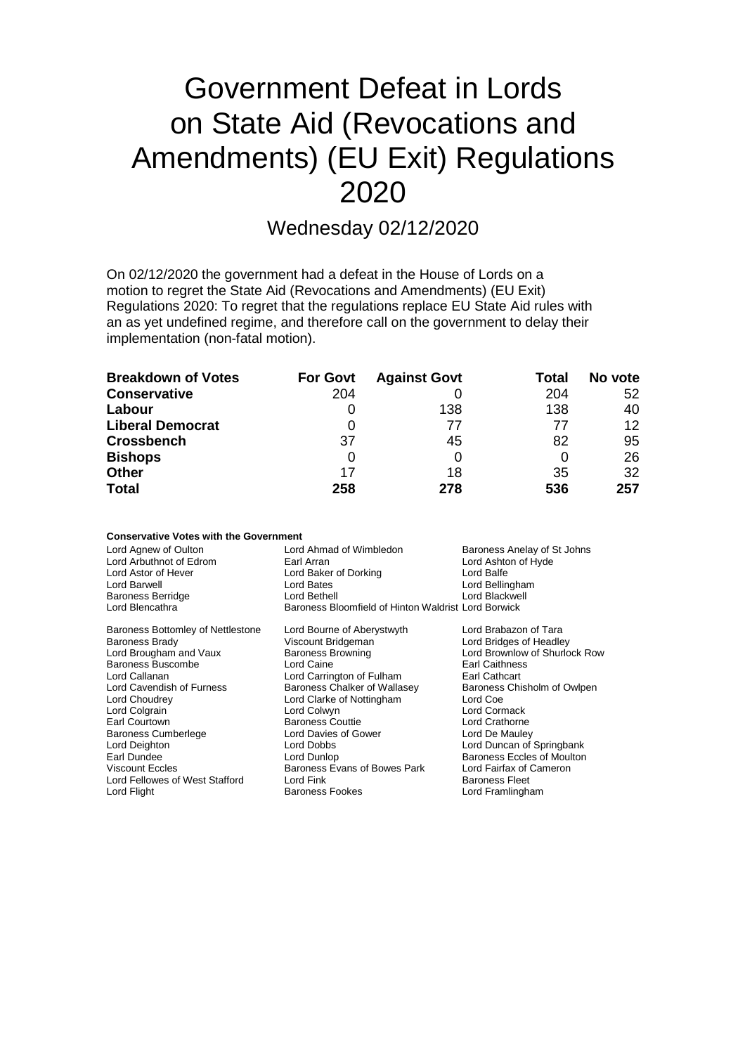# Government Defeat in Lords on State Aid (Revocations and Amendments) (EU Exit) Regulations 2020

## Wednesday 02/12/2020

On 02/12/2020 the government had a defeat in the House of Lords on a motion to regret the State Aid (Revocations and Amendments) (EU Exit) Regulations 2020: To regret that the regulations replace EU State Aid rules with an as yet undefined regime, and therefore call on the government to delay their implementation (non-fatal motion).

| **Breakdown of Votes** | **For Govt** | **Against Govt** | **Total** | **No vote** |
|---|---|---|---|---|
| **Conservative** | 204 | 0 | 204 | 52 |
| **Labour** | 0 | 138 | 138 | 40 |
| **Liberal Democrat** | 0 | 77 | 77 | 12 |
| **Crossbench** | 37 | 45 | 82 | 95 |
| **Bishops** | 0 | 0 | 0 | 26 |
| **Other** | 17 | 18 | 35 | 32 |
| **Total** | **258** | **278** | **536** | **257** |

**Conservative Votes with the Government**

| | | |
|---|---|---|
| Lord Agnew of Oulton | Lord Ahmad of Wimbledon | Baroness Anelay of St Johns |
| Lord Arbuthnot of Edrom | Earl Arran | Lord Ashton of Hyde |
| Lord Astor of Hever | Lord Baker of Dorking | Lord Balfe |
| Lord Barwell | Lord Bates | Lord Bellingham |
| Baroness Berridge | Lord Bethell | Lord Blackwell |
| Lord Blencathra | Baroness Bloomfield of Hinton Waldrist | Lord Borwick |
| Baroness Bottomley of Nettlestone | Lord Bourne of Aberystwyth | Lord Brabazon of Tara |
| Baroness Brady | Viscount Bridgeman | Lord Bridges of Headley |
| Lord Brougham and Vaux | Baroness Browning | Lord Brownlow of Shurlock Row |
| Baroness Buscombe | Lord Caine | Earl Caithness |
| Lord Callanan | Lord Carrington of Fulham | Earl Cathcart |
| Lord Cavendish of Furness | Baroness Chalker of Wallasey | Baroness Chisholm of Owlpen |
| Lord Choudrey | Lord Clarke of Nottingham | Lord Coe |
| Lord Colgrain | Lord Colwyn | Lord Cormack |
| Earl Courtown | Baroness Couttie | Lord Crathorne |
| Baroness Cumberlege | Lord Davies of Gower | Lord De Mauley |
| Lord Deighton | Lord Dobbs | Lord Duncan of Springbank |
| Earl Dundee | Lord Dunlop | Baroness Eccles of Moulton |
| Viscount Eccles | Baroness Evans of Bowes Park | Lord Fairfax of Cameron |
| Lord Fellowes of West Stafford | Lord Fink | Baroness Fleet |
| Lord Flight | Baroness Fookes | Lord Framlingham |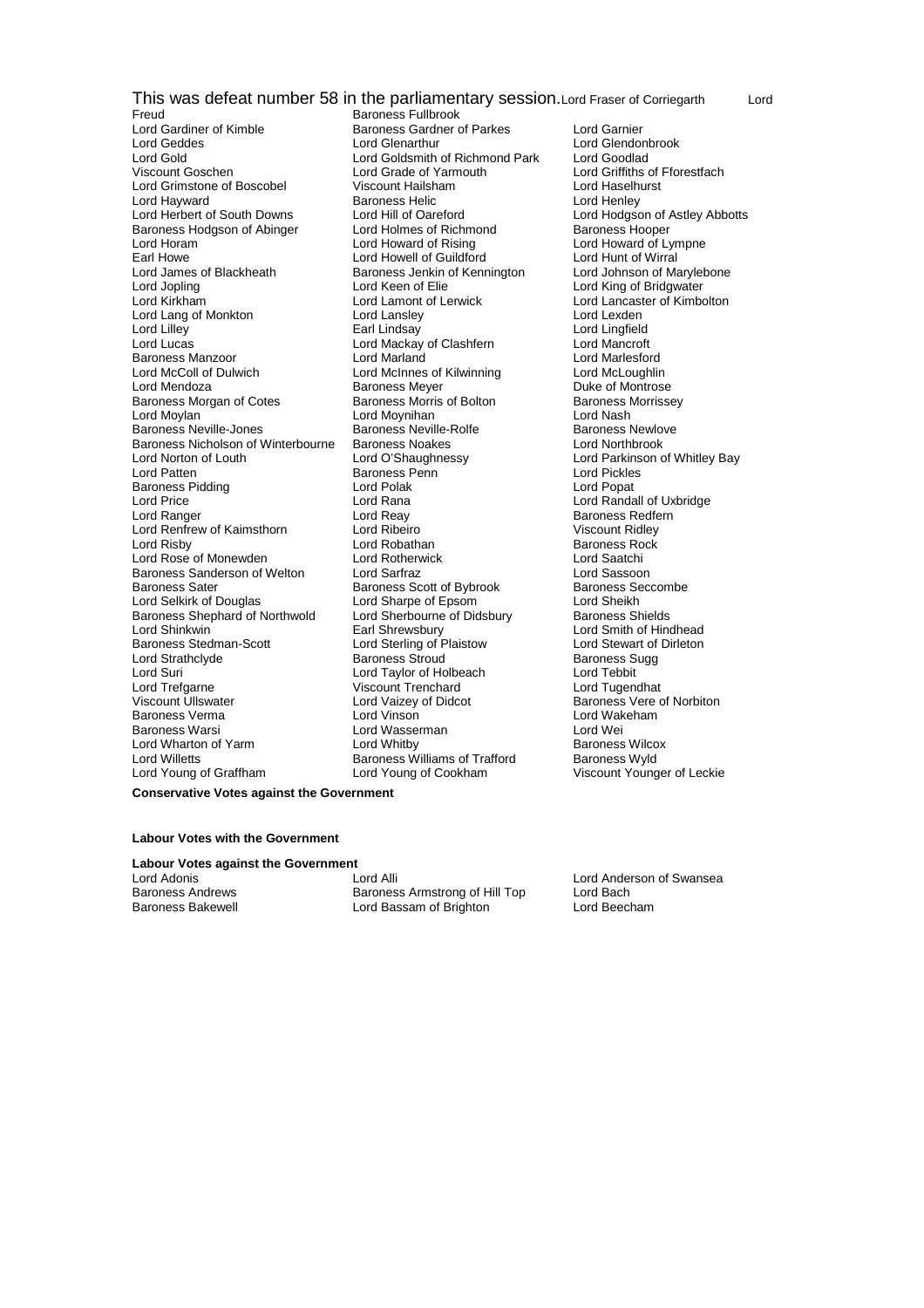This was defeat number 58 in the parliamentary session. Lord Fraser of Corriegarth Lord Freud Baroness Fullbrook

Lord Gardiner of Kimble, Baroness Gardner of Parkes, Lord Garnier
Lord Geddes, Lord Glenarthur, Lord Glendonbrook
Lord Gold, Lord Goldsmith of Richmond Park, Lord Goodlad
Viscount Goschen, Lord Grade of Yarmouth, Lord Griffiths of Fforestfach
Lord Grimstone of Boscobel, Viscount Hailsham, Lord Haselhurst
Lord Hayward, Baroness Helic, Lord Henley
Lord Herbert of South Downs, Lord Hill of Oareford, Lord Hodgson of Astley Abbotts
Baroness Hodgson of Abinger, Lord Holmes of Richmond, Baroness Hooper
Lord Horam, Lord Howard of Rising, Lord Howard of Lympne
Earl Howe, Lord Howell of Guildford, Lord Hunt of Wirral
Lord James of Blackheath, Baroness Jenkin of Kennington, Lord Johnson of Marylebone
Lord Jopling, Lord Keen of Elie, Lord King of Bridgwater
Lord Kirkham, Lord Lamont of Lerwick, Lord Lancaster of Kimbolton
Lord Lang of Monkton, Lord Lansley, Lord Lexden
Lord Lilley, Earl Lindsay, Lord Lingfield
Lord Lucas, Lord Mackay of Clashfern, Lord Mancroft
Baroness Manzoor, Lord Marland, Lord Marlesford
Lord McColl of Dulwich, Lord McInnes of Kilwinning, Lord McLoughlin
Lord Mendoza, Baroness Meyer, Duke of Montrose
Baroness Morgan of Cotes, Baroness Morris of Bolton, Baroness Morrissey
Lord Moylan, Lord Moynihan, Lord Nash
Baroness Neville-Jones, Baroness Neville-Rolfe, Baroness Newlove
Baroness Nicholson of Winterbourne, Baroness Noakes, Lord Northbrook
Lord Norton of Louth, Lord O'Shaughnessy, Lord Parkinson of Whitley Bay
Lord Patten, Baroness Penn, Lord Pickles
Baroness Pidding, Lord Polak, Lord Popat
Lord Price, Lord Rana, Lord Randall of Uxbridge
Lord Ranger, Lord Reay, Baroness Redfern
Lord Renfrew of Kaimsthorn, Lord Ribeiro, Viscount Ridley
Lord Risby, Lord Robathan, Baroness Rock
Lord Rose of Monewden, Lord Rotherwick, Lord Saatchi
Baroness Sanderson of Welton, Lord Sarfraz, Lord Sassoon
Baroness Sater, Baroness Scott of Bybrook, Baroness Seccombe
Lord Selkirk of Douglas, Lord Sharpe of Epsom, Lord Sheikh
Baroness Shephard of Northwold, Lord Sherbourne of Didsbury, Baroness Shields
Lord Shinkwin, Earl Shrewsbury, Lord Smith of Hindhead
Baroness Stedman-Scott, Lord Sterling of Plaistow, Lord Stewart of Dirleton
Lord Strathclyde, Baroness Stroud, Baroness Sugg
Lord Suri, Lord Taylor of Holbeach, Lord Tebbit
Lord Trefgarne, Viscount Trenchard, Lord Tugendhat
Viscount Ullswater, Lord Vaizey of Didcot, Baroness Vere of Norbiton
Baroness Verma, Lord Vinson, Lord Wakeham
Baroness Warsi, Lord Wasserman, Lord Wei
Lord Wharton of Yarm, Lord Whitby, Baroness Wilcox
Lord Willetts, Baroness Williams of Trafford, Baroness Wyld
Lord Young of Graffham, Lord Young of Cookham, Viscount Younger of Leckie

**Conservative Votes against the Government**

**Labour Votes with the Government**

**Labour Votes against the Government**

Lord Adonis, Lord Alli, Lord Anderson of Swansea
Baroness Andrews, Baroness Armstrong of Hill Top, Lord Bach
Baroness Bakewell, Lord Bassam of Brighton, Lord Beecham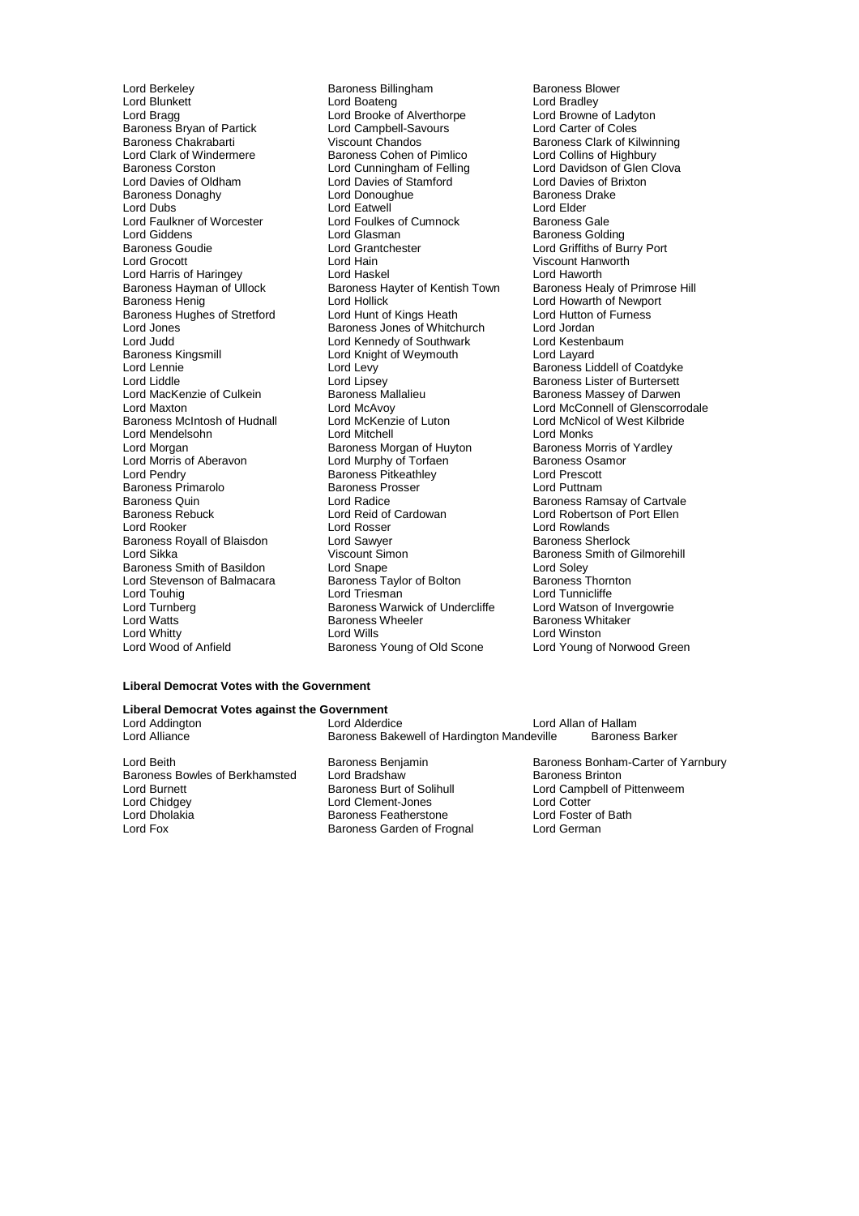Lord Berkeley
Lord Blunkett
Lord Bragg
Baroness Bryan of Partick
Baroness Chakrabarti
Lord Clark of Windermere
Baroness Corston
Lord Davies of Oldham
Baroness Donaghy
Lord Dubs
Lord Faulkner of Worcester
Lord Giddens
Baroness Goudie
Lord Grocott
Lord Harris of Haringey
Baroness Hayman of Ullock
Baroness Henig
Baroness Hughes of Stretford
Lord Jones
Lord Judd
Baroness Kingsmill
Lord Lennie
Lord Liddle
Lord MacKenzie of Culkein
Lord Maxton
Baroness McIntosh of Hudnall
Lord Mendelsohn
Lord Morgan
Lord Morris of Aberavon
Lord Pendry
Baroness Primarolo
Baroness Quin
Baroness Rebuck
Lord Rooker
Baroness Royall of Blaisdon
Lord Sikka
Baroness Smith of Basildon
Lord Stevenson of Balmacara
Lord Touhig
Lord Turnberg
Lord Watts
Lord Whitty
Lord Wood of Anfield
Baroness Billingham
Lord Boateng
Lord Brooke of Alverthorpe
Lord Campbell-Savours
Viscount Chandos
Baroness Cohen of Pimlico
Lord Cunningham of Felling
Lord Davies of Stamford
Lord Donoughue
Lord Eatwell
Lord Foulkes of Cumnock
Lord Glasman
Lord Grantchester
Lord Hain
Lord Haskel
Baroness Hayter of Kentish Town
Lord Hollick
Lord Hunt of Kings Heath
Baroness Jones of Whitchurch
Lord Kennedy of Southwark
Lord Knight of Weymouth
Lord Levy
Lord Lipsey
Baroness Mallalieu
Lord McAvoy
Lord McKenzie of Luton
Lord Mitchell
Baroness Morgan of Huyton
Lord Murphy of Torfaen
Baroness Pitkeathley
Baroness Prosser
Lord Radice
Lord Reid of Cardowan
Lord Rosser
Lord Sawyer
Viscount Simon
Lord Snape
Baroness Taylor of Bolton
Lord Triesman
Baroness Warwick of Undercliffe
Baroness Wheeler
Lord Wills
Baroness Young of Old Scone
Baroness Blower
Lord Bradley
Lord Browne of Ladyton
Lord Carter of Coles
Baroness Clark of Kilwinning
Lord Collins of Highbury
Lord Davidson of Glen Clova
Lord Davies of Brixton
Baroness Drake
Lord Elder
Baroness Gale
Baroness Golding
Lord Griffiths of Burry Port
Viscount Hanworth
Lord Haworth
Baroness Healy of Primrose Hill
Lord Howarth of Newport
Lord Hutton of Furness
Lord Jordan
Lord Kestenbaum
Lord Layard
Baroness Liddell of Coatdyke
Baroness Lister of Burtersett
Baroness Massey of Darwen
Lord McConnell of Glenscorrodale
Lord McNicol of West Kilbride
Lord Monks
Baroness Morris of Yardley
Baroness Osamor
Lord Prescott
Lord Puttnam
Baroness Ramsay of Cartvale
Lord Robertson of Port Ellen
Lord Rowlands
Baroness Sherlock
Baroness Smith of Gilmorehill
Lord Soley
Baroness Thornton
Lord Tunnicliffe
Lord Watson of Invergowrie
Baroness Whitaker
Lord Winston
Lord Young of Norwood Green

**Liberal Democrat Votes with the Government**

**Liberal Democrat Votes against the Government**

Lord Addington
Lord Alliance
Lord Alderdice
Baroness Bakewell of Hardington Mandeville
Lord Allan of Hallam
Baroness Barker

Lord Beith
Baroness Bowles of Berkhamsted
Lord Burnett
Lord Chidgey
Lord Dholakia
Lord Fox
Baroness Benjamin
Lord Bradshaw
Baroness Burt of Solihull
Lord Clement-Jones
Baroness Featherstone
Baroness Garden of Frognal
Baroness Bonham-Carter of Yarnbury
Baroness Brinton
Lord Campbell of Pittenweem
Lord Cotter
Lord Foster of Bath
Lord German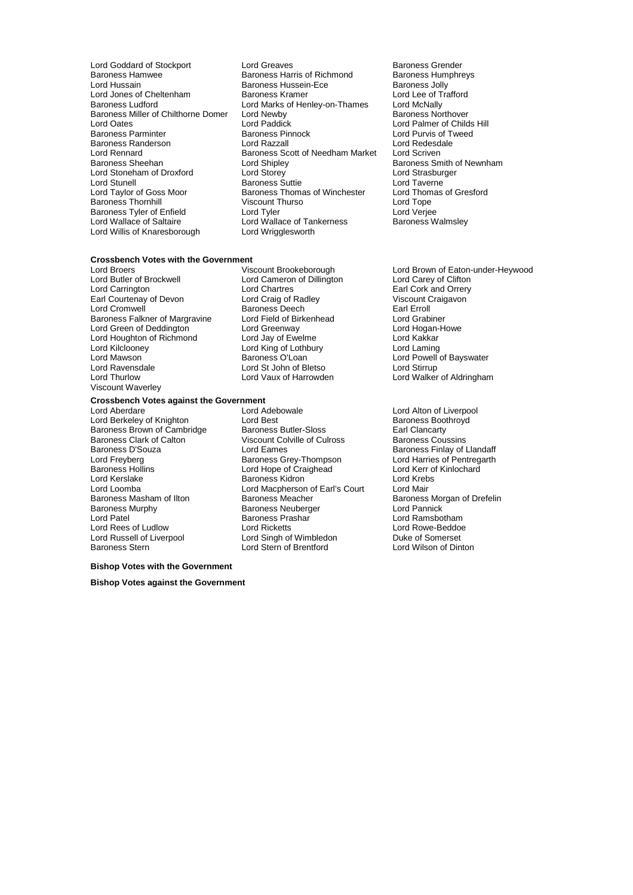Lord Goddard of Stockport
Lord Greaves
Baroness Grender
Baroness Hamwee
Baroness Harris of Richmond
Baroness Humphreys
Lord Hussain
Baroness Hussein-Ece
Baroness Jolly
Lord Jones of Cheltenham
Baroness Kramer
Lord Lee of Trafford
Baroness Ludford
Lord Marks of Henley-on-Thames
Lord McNally
Baroness Miller of Chilthorne Domer
Lord Newby
Baroness Northover
Lord Oates
Lord Paddick
Lord Palmer of Childs Hill
Baroness Parminter
Baroness Pinnock
Lord Purvis of Tweed
Baroness Randerson
Lord Razzall
Lord Redesdale
Lord Rennard
Baroness Scott of Needham Market
Lord Scriven
Baroness Sheehan
Lord Shipley
Baroness Smith of Newnham
Lord Stoneham of Droxford
Lord Storey
Lord Strasburger
Lord Stunell
Baroness Suttie
Lord Taverne
Lord Taylor of Goss Moor
Baroness Thomas of Winchester
Lord Thomas of Gresford
Baroness Thornhill
Viscount Thurso
Lord Tope
Baroness Tyler of Enfield
Lord Tyler
Lord Verjee
Lord Wallace of Saltaire
Lord Wallace of Tankerness
Baroness Walmsley
Lord Willis of Knaresborough
Lord Wrigglesworth

### Crossbench Votes with the Government

Lord Broers
Viscount Brookeborough
Lord Brown of Eaton-under-Heywood
Lord Butler of Brockwell
Lord Cameron of Dillington
Lord Carey of Clifton
Lord Carrington
Lord Chartres
Earl Cork and Orrery
Earl Courtenay of Devon
Lord Craig of Radley
Viscount Craigavon
Lord Cromwell
Baroness Deech
Earl Erroll
Baroness Falkner of Margravine
Lord Field of Birkenhead
Lord Grabiner
Lord Green of Deddington
Lord Greenway
Lord Hogan-Howe
Lord Houghton of Richmond
Lord Jay of Ewelme
Lord Kakkar
Lord Kilclooney
Lord King of Lothbury
Lord Laming
Lord Mawson
Baroness O'Loan
Lord Powell of Bayswater
Lord Ravensdale
Lord St John of Bletso
Lord Stirrup
Lord Thurlow
Lord Vaux of Harrowden
Lord Walker of Aldringham
Viscount Waverley

### Crossbench Votes against the Government

Lord Aberdare
Lord Adebowale
Lord Alton of Liverpool
Lord Berkeley of Knighton
Lord Best
Baroness Boothroyd
Baroness Brown of Cambridge
Baroness Butler-Sloss
Earl Clancarty
Baroness Clark of Calton
Viscount Colville of Culross
Baroness Coussins
Baroness D'Souza
Lord Eames
Baroness Finlay of Llandaff
Lord Freyberg
Baroness Grey-Thompson
Lord Harries of Pentregarth
Baroness Hollins
Lord Hope of Craighead
Lord Kerr of Kinlochard
Lord Kerslake
Baroness Kidron
Lord Krebs
Lord Loomba
Lord Macpherson of Earl's Court
Lord Mair
Baroness Masham of Ilton
Baroness Meacher
Baroness Morgan of Drefelin
Baroness Murphy
Baroness Neuberger
Lord Pannick
Lord Patel
Baroness Prashar
Lord Ramsbotham
Lord Rees of Ludlow
Lord Ricketts
Lord Rowe-Beddoe
Lord Russell of Liverpool
Lord Singh of Wimbledon
Duke of Somerset
Baroness Stern
Lord Stern of Brentford
Lord Wilson of Dinton

### Bishop Votes with the Government

### Bishop Votes against the Government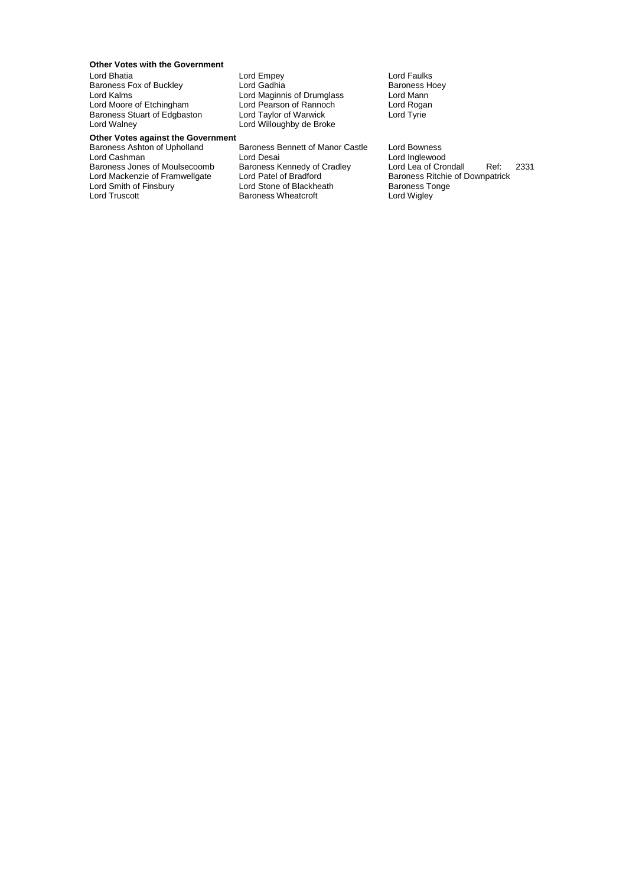**Other Votes with the Government**

Lord Bhatia
Baroness Fox of Buckley
Lord Kalms
Lord Moore of Etchingham
Baroness Stuart of Edgbaston
Lord Walney
Lord Empey
Lord Gadhia
Lord Maginnis of Drumglass
Lord Pearson of Rannoch
Lord Taylor of Warwick
Lord Willoughby de Broke
Lord Faulks
Baroness Hoey
Lord Mann
Lord Rogan
Lord Tyrie

**Other Votes against the Government**

Baroness Ashton of Upholland
Lord Cashman
Baroness Jones of Moulsecoomb
Lord Mackenzie of Framwellgate
Lord Smith of Finsbury
Lord Truscott
Baroness Bennett of Manor Castle
Lord Desai
Baroness Kennedy of Cradley
Lord Patel of Bradford
Lord Stone of Blackheath
Baroness Wheatcroft
Lord Bowness
Lord Inglewood
Lord Lea of Crondall
Baroness Ritchie of Downpatrick
Baroness Tonge
Lord Wigley

Ref: 2331